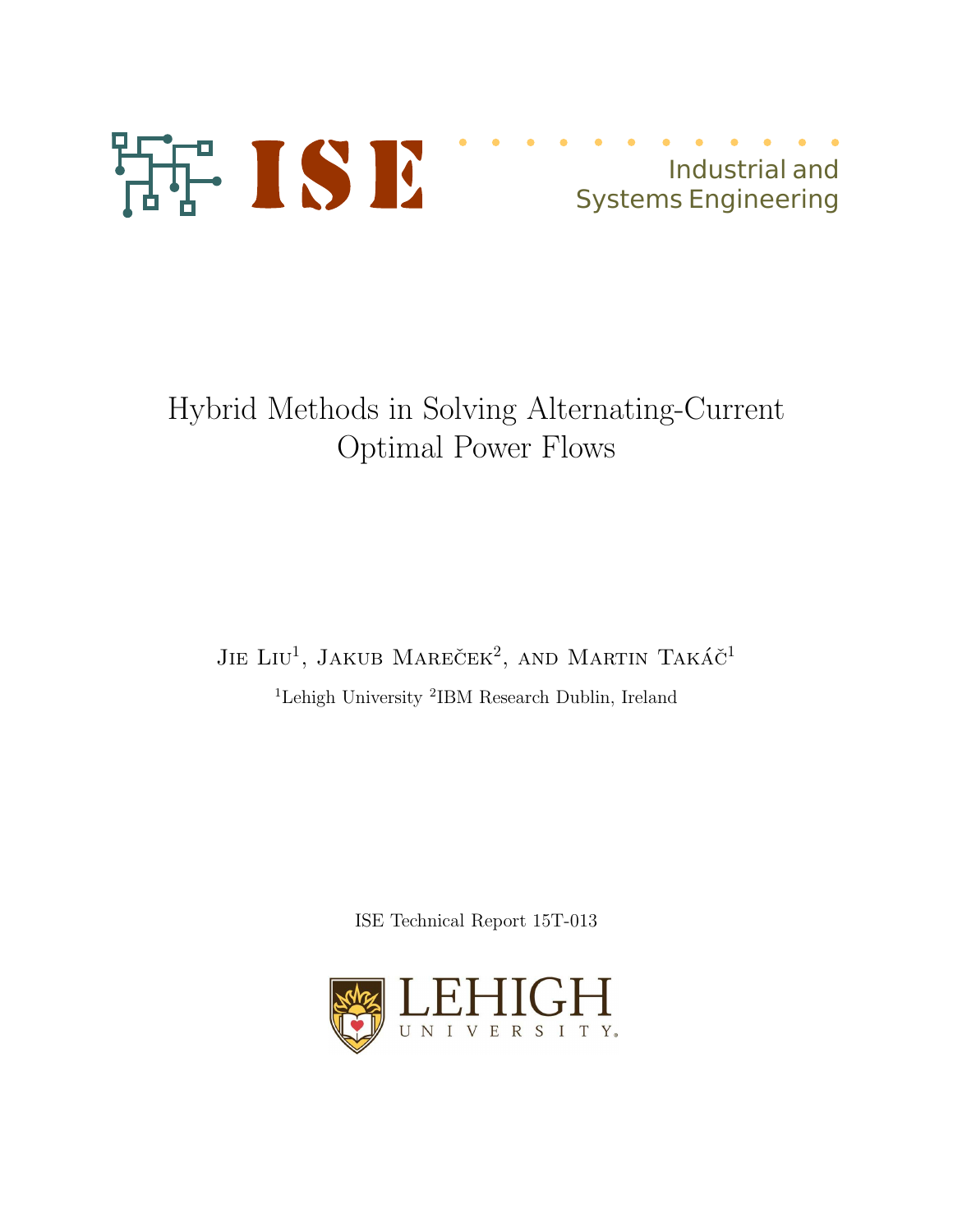ISE Industrial and Systems Engineering

# Hybrid Methods in Solving Alternating-Current Optimal Power Flows

Jie Liu[1], Jakub Mareček[2], and Martin Takáč[1]

[1]Lehigh University [2]IBM Research Dublin, Ireland

ISE Technical Report 15T-013

LEHIGH UNIVERSITY.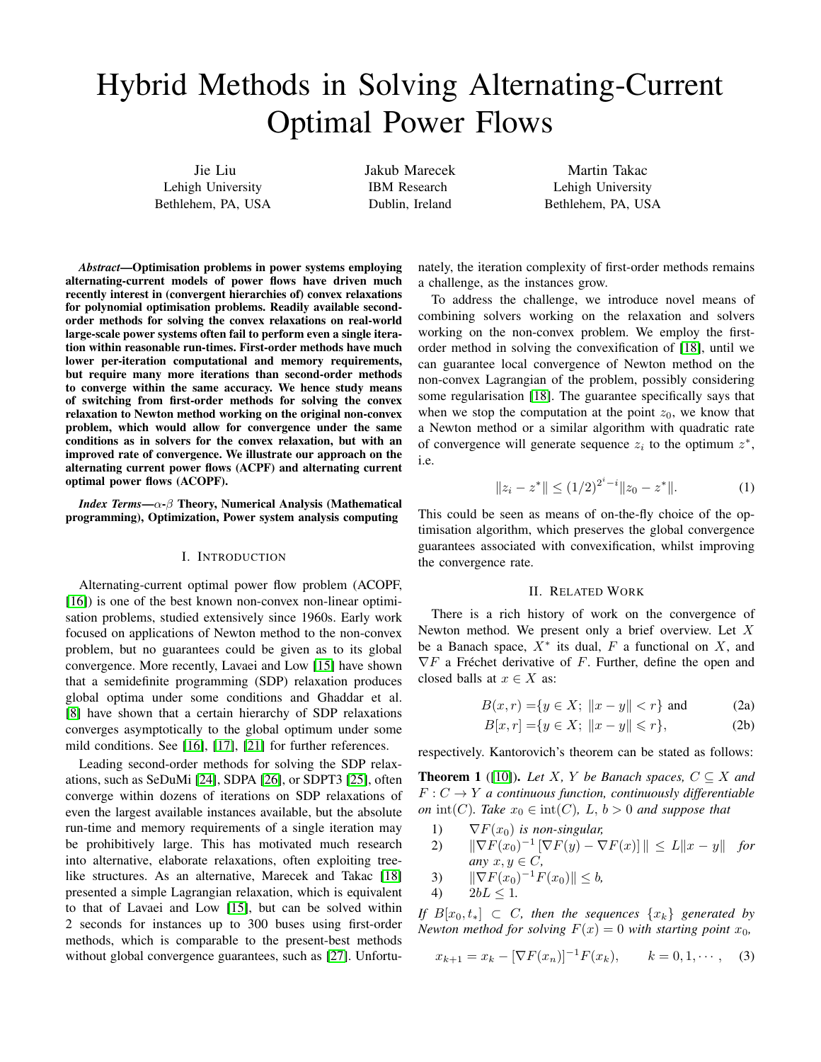# Hybrid Methods in Solving Alternating-Current Optimal Power Flows

Jie Liu
Lehigh University
Bethlehem, PA, USA

Jakub Marecek
IBM Research
Dublin, Ireland

Martin Takac
Lehigh University
Bethlehem, PA, USA

***Abstract*—Optimisation problems in power systems employing alternating-current models of power flows have driven much recently interest in (convergent hierarchies of) convex relaxations for polynomial optimisation problems. Readily available second-order methods for solving the convex relaxations on real-world large-scale power systems often fail to perform even a single iteration within reasonable run-times. First-order methods have much lower per-iteration computational and memory requirements, but require many more iterations than second-order methods to converge within the same accuracy. We hence study means of switching from first-order methods for solving the convex relaxation to Newton method working on the original non-convex problem, which would allow for convergence under the same conditions as in solvers for the convex relaxation, but with an improved rate of convergence. We illustrate our approach on the alternating current power flows (ACPF) and alternating current optimal power flows (ACOPF).**

***Index Terms*—$\alpha$-$\beta$ Theory, Numerical Analysis (Mathematical programming), Optimization, Power system analysis computing**

## I. Introduction

Alternating-current optimal power flow problem (ACOPF, [16]) is one of the best known non-convex non-linear optimisation problems, studied extensively since 1960s. Early work focused on applications of Newton method to the non-convex problem, but no guarantees could be given as to its global convergence. More recently, Lavaei and Low [15] have shown that a semidefinite programming (SDP) relaxation produces global optima under some conditions and Ghaddar et al. [8] have shown that a certain hierarchy of SDP relaxations converges asymptotically to the global optimum under some mild conditions. See [16], [17], [21] for further references.

Leading second-order methods for solving the SDP relaxations, such as SeDuMi [24], SDPA [26], or SDPT3 [25], often converge within dozens of iterations on SDP relaxations of even the largest available instances available, but the absolute run-time and memory requirements of a single iteration may be prohibitively large. This has motivated much research into alternative, elaborate relaxations, often exploiting tree-like structures. As an alternative, Marecek and Takac [18] presented a simple Lagrangian relaxation, which is equivalent to that of Lavaei and Low [15], but can be solved within 2 seconds for instances up to 300 buses using first-order methods, which is comparable to the present-best methods without global convergence guarantees, such as [27]. Unfortunately, the iteration complexity of first-order methods remains a challenge, as the instances grow.

To address the challenge, we introduce novel means of combining solvers working on the relaxation and solvers working on the non-convex problem. We employ the first-order method in solving the convexification of [18], until we can guarantee local convergence of Newton method on the non-convex Lagrangian of the problem, possibly considering some regularisation [18]. The guarantee specifically says that when we stop the computation at the point $z_0$, we know that a Newton method or a similar algorithm with quadratic rate of convergence will generate sequence $z_i$ to the optimum $z^*$, i.e.

$$\|z_i - z^*\| \leq (1/2)^{2^i - i} \|z_0 - z^*\|. \tag{1}$$

This could be seen as means of on-the-fly choice of the optimisation algorithm, which preserves the global convergence guarantees associated with convexification, whilst improving the convergence rate.

## II. Related Work

There is a rich history of work on the convergence of Newton method. We present only a brief overview. Let $X$ be a Banach space, $X^*$ its dual, $F$ a functional on $X$, and $\nabla F$ a Fréchet derivative of $F$. Further, define the open and closed balls at $x \in X$ as:

$$B(x, r) = \{y \in X;\ \|x - y\| < r\} \text{ and} \tag{2a}$$

$$B[x, r] = \{y \in X;\ \|x - y\| \leqslant r\}, \tag{2b}$$

respectively. Kantorovich's theorem can be stated as follows:

**Theorem 1** ([10]). *Let $X$, $Y$ be Banach spaces, $C \subseteq X$ and $F : C \to Y$ a continuous function, continuously differentiable on $\text{int}(C)$. Take $x_0 \in \text{int}(C)$, $L$, $b > 0$ and suppose that*

1) $\nabla F(x_0)$ *is non-singular,*
2) $\|\nabla F(x_0)^{-1} [\nabla F(y) - \nabla F(x)]\| \leq L\|x - y\|$ *for any $x, y \in C$,*
3) $\|\nabla F(x_0)^{-1} F(x_0)\| \leq b$,
4) $2bL \leq 1$.

*If $B[x_0, t_*] \subset C$, then the sequences $\{x_k\}$ generated by Newton method for solving $F(x) = 0$ with starting point $x_0$,*

$$x_{k+1} = x_k - [\nabla F(x_n)]^{-1} F(x_k), \qquad k = 0, 1, \cdots, \tag{3}$$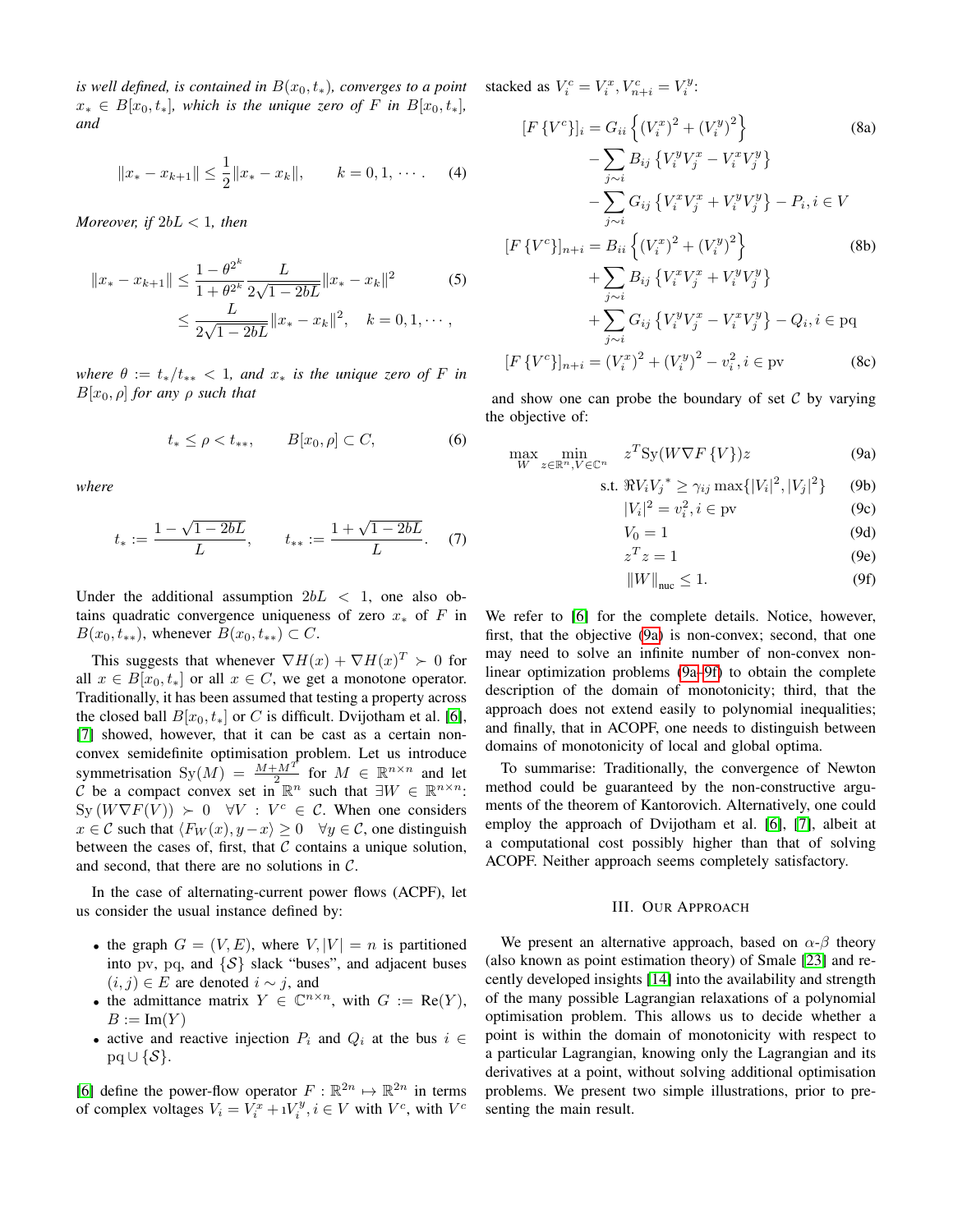*is well defined, is contained in $B(x_0, t_*)$, converges to a point $x_* \in B[x_0, t_*]$, which is the unique zero of $F$ in $B[x_0, t_*]$, and*

$$\|x_* - x_{k+1}\| \leq \frac{1}{2}\|x_* - x_k\|, \qquad k = 0, 1, \cdots. \tag{4}$$

*Moreover, if $2bL < 1$, then*

$$\begin{aligned}\|x_* - x_{k+1}\| &\leq \frac{1-\theta^{2^k}}{1+\theta^{2^k}} \frac{L}{2\sqrt{1-2bL}} \|x_* - x_k\|^2 \\ &\leq \frac{L}{2\sqrt{1-2bL}} \|x_* - x_k\|^2, \quad k = 0, 1, \cdots,\end{aligned} \tag{5}$$

*where $\theta := t_*/t_{**} < 1$, and $x_*$ is the unique zero of $F$ in $B[x_0, \rho]$ for any $\rho$ such that*

$$t_* \leq \rho < t_{**}, \qquad B[x_0, \rho] \subset C, \tag{6}$$

*where*

$$t_* := \frac{1-\sqrt{1-2bL}}{L}, \qquad t_{**} := \frac{1+\sqrt{1-2bL}}{L}. \tag{7}$$

Under the additional assumption $2bL < 1$, one also obtains quadratic convergence uniqueness of zero $x_*$ of $F$ in $B(x_0, t_{**})$, whenever $B(x_0, t_{**}) \subset C$.

This suggests that whenever $\nabla H(x) + \nabla H(x)^T \succ 0$ for all $x \in B[x_0, t_*]$ or all $x \in C$, we get a monotone operator. Traditionally, it has been assumed that testing a property across the closed ball $B[x_0, t_*]$ or $C$ is difficult. Dvijotham et al. [6], [7] showed, however, that it can be cast as a certain non-convex semidefinite optimisation problem. Let us introduce symmetrisation $\text{Sy}(M) = \frac{M+M^T}{2}$ for $M \in \mathbb{R}^{n\times n}$ and let $\mathcal{C}$ be a compact convex set in $\mathbb{R}^n$ such that $\exists W \in \mathbb{R}^{n\times n}$: $\text{Sy}(W\nabla F(V)) \succ 0 \quad \forall V : V^c \in \mathcal{C}$. When one considers $x \in \mathcal{C}$ such that $\langle F_W(x), y - x\rangle \geq 0 \quad \forall y \in \mathcal{C}$, one distinguish between the cases of, first, that $\mathcal{C}$ contains a unique solution, and second, that there are no solutions in $\mathcal{C}$.

In the case of alternating-current power flows (ACPF), let us consider the usual instance defined by:

- the graph $G = (V, E)$, where $V, |V| = n$ is partitioned into pv, pq, and $\{\mathcal{S}\}$ slack "buses", and adjacent buses $(i, j) \in E$ are denoted $i \sim j$, and
- the admittance matrix $Y \in \mathbb{C}^{n\times n}$, with $G := \text{Re}(Y)$, $B := \text{Im}(Y)$
- active and reactive injection $P_i$ and $Q_i$ at the bus $i \in \text{pq} \cup \{\mathcal{S}\}$.

[6] define the power-flow operator $F : \mathbb{R}^{2n} \mapsto \mathbb{R}^{2n}$ in terms of complex voltages $V_i = V_i^x + \imath V_i^y, i \in V$ with $V^c$, with $V^c$ stacked as $V_i^c = V_i^x, V_{n+i}^c = V_i^y$:

$$\begin{aligned}[F\{V^c\}]_i = {} & G_{ii}\left\{(V_i^x)^2 + (V_i^y)^2\right\} \\ & - \sum_{j\sim i} B_{ij}\left\{V_i^y V_j^x - V_i^x V_j^y\right\} \\ & - \sum_{j\sim i} G_{ij}\left\{V_i^x V_j^x + V_i^y V_j^y\right\} - P_i, i \in V\end{aligned} \tag{8a}$$

$$\begin{aligned}[F\{V^c\}]_{n+i} = {} & B_{ii}\left\{(V_i^x)^2 + (V_i^y)^2\right\} \\ & + \sum_{j\sim i} B_{ij}\left\{V_i^x V_j^x + V_i^y V_j^y\right\} \\ & + \sum_{j\sim i} G_{ij}\left\{V_i^y V_j^x - V_i^x V_j^y\right\} - Q_i, i \in \text{pq}\end{aligned} \tag{8b}$$

$$[F\{V^c\}]_{n+i} = (V_i^x)^2 + (V_i^y)^2 - v_i^2, i \in \text{pv} \tag{8c}$$

and show one can probe the boundary of set $\mathcal{C}$ by varying the objective of:

$$\max_{W} \min_{z\in\mathbb{R}^n, V\in\mathbb{C}^n} \quad z^T \text{Sy}(W\nabla F\{V\})z \tag{9a}$$

$$\text{s.t. } \Re V_i V_j^* \geq \gamma_{ij} \max\{|V_i|^2, |V_j|^2\} \tag{9b}$$

$$|V_i|^2 = v_i^2, i \in \text{pv} \tag{9c}$$

$$V_0 = 1 \tag{9d}$$

$$z^T z = 1 \tag{9e}$$

$$\|W\|_{\text{nuc}} \leq 1. \tag{9f}$$

We refer to [6] for the complete details. Notice, however, first, that the objective (9a) is non-convex; second, that one may need to solve an infinite number of non-convex non-linear optimization problems (9a–9f) to obtain the complete description of the domain of monotonicity; third, that the approach does not extend easily to polynomial inequalities; and finally, that in ACOPF, one needs to distinguish between domains of monotonicity of local and global optima.

To summarise: Traditionally, the convergence of Newton method could be guaranteed by the non-constructive arguments of the theorem of Kantorovich. Alternatively, one could employ the approach of Dvijotham et al. [6], [7], albeit at a computational cost possibly higher than that of solving ACOPF. Neither approach seems completely satisfactory.

## III. Our Approach

We present an alternative approach, based on $\alpha$-$\beta$ theory (also known as point estimation theory) of Smale [23] and recently developed insights [14] into the availability and strength of the many possible Lagrangian relaxations of a polynomial optimisation problem. This allows us to decide whether a point is within the domain of monotonicity with respect to a particular Lagrangian, knowing only the Lagrangian and its derivatives at a point, without solving additional optimisation problems. We present two simple illustrations, prior to presenting the main result.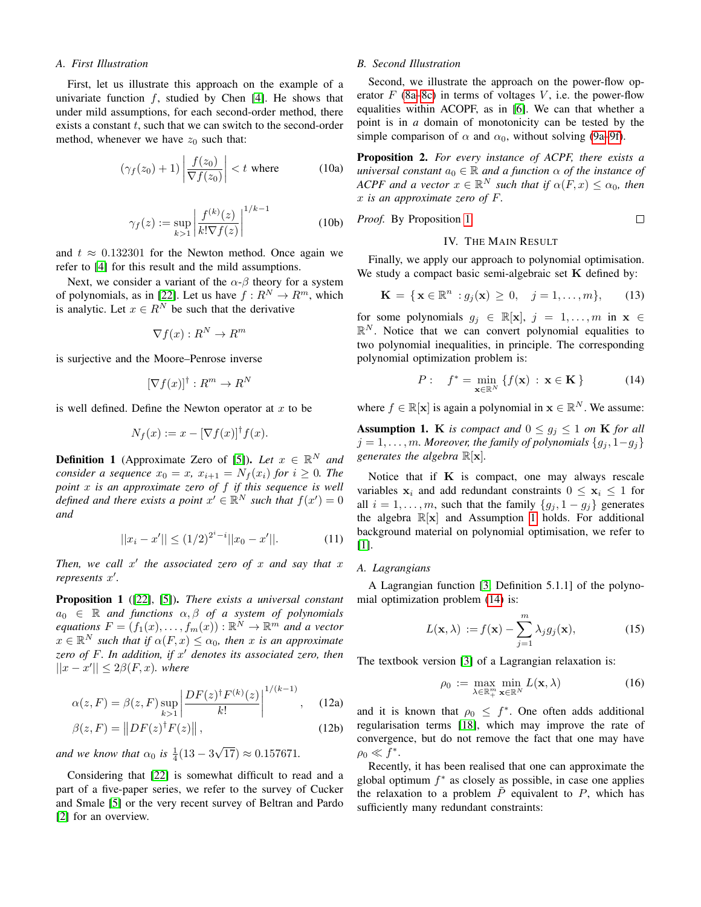### A. First Illustration

First, let us illustrate this approach on the example of a univariate function $f$, studied by Chen [4]. He shows that under mild assumptions, for each second-order method, there exists a constant $t$, such that we can switch to the second-order method, whenever we have $z_0$ such that:

$$(\gamma_f(z_0)+1)\left|\frac{f(z_0)}{\nabla f(z_0)}\right| < t \text{ where} \tag{10a}$$

$$\gamma_f(z) := \sup_{k>1}\left|\frac{f^{(k)}(z)}{k!\nabla f(z)}\right|^{1/k-1} \tag{10b}$$

and $t \approx 0.132301$ for the Newton method. Once again we refer to [4] for this result and the mild assumptions.

Next, we consider a variant of the $\alpha$-$\beta$ theory for a system of polynomials, as in [22]. Let us have $f : R^N \to R^m$, which is analytic. Let $x \in R^N$ be such that the derivative

$$\nabla f(x) : R^N \to R^m$$

is surjective and the Moore–Penrose inverse

$$[\nabla f(x)]^\dagger : R^m \to R^N$$

is well defined. Define the Newton operator at $x$ to be

$$N_f(x) := x - [\nabla f(x)]^\dagger f(x).$$

**Definition 1** (Approximate Zero of [5]). *Let $x \in \mathbb{R}^N$ and consider a sequence $x_0 = x$, $x_{i+1} = N_f(x_i)$ for $i \geq 0$. The point $x$ is an approximate zero of $f$ if this sequence is well defined and there exists a point $x' \in \mathbb{R}^N$ such that $f(x') = 0$ and*

$$||x_i - x'|| \leq (1/2)^{2^i - i}||x_0 - x'||. \tag{11}$$

*Then, we call $x'$ the associated zero of $x$ and say that $x$ represents $x'$.*

**Proposition 1** ([22], [5]). *There exists a universal constant $a_0 \in \mathbb{R}$ and functions $\alpha, \beta$ of a system of polynomials equations $F = (f_1(x), \ldots, f_m(x)) : \mathbb{R}^N \to \mathbb{R}^m$ and a vector $x \in \mathbb{R}^N$ such that if $\alpha(F, x) \leq \alpha_0$, then $x$ is an approximate zero of $F$. In addition, if $x'$ denotes its associated zero, then $||x - x'|| \leq 2\beta(F, x)$. where*

$$\alpha(z, F) = \beta(z, F)\sup_{k>1}\left|\frac{DF(z)^\dagger F^{(k)}(z)}{k!}\right|^{1/(k-1)}, \tag{12a}$$

$$\beta(z, F) = \left\|DF(z)^\dagger F(z)\right\|, \tag{12b}$$

*and we know that $\alpha_0$ is $\frac{1}{4}(13 - 3\sqrt{17}) \approx 0.157671$.*

Considering that [22] is somewhat difficult to read and a part of a five-paper series, we refer to the survey of Cucker and Smale [5] or the very recent survey of Beltran and Pardo [2] for an overview.

### B. Second Illustration

Second, we illustrate the approach on the power-flow operator $F$ (8a–8c) in terms of voltages $V$, i.e. the power-flow equalities within ACOPF, as in [6]. We can that whether a point is in *a* domain of monotonicity can be tested by the simple comparison of $\alpha$ and $\alpha_0$, without solving (9a–9f).

**Proposition 2.** *For every instance of ACPF, there exists a universal constant $a_0 \in \mathbb{R}$ and a function $\alpha$ of the instance of ACPF and a vector $x \in \mathbb{R}^N$ such that if $\alpha(F, x) \leq \alpha_0$, then $x$ is an approximate zero of $F$.*

*Proof.* By Proposition 1. □

## IV. The Main Result

Finally, we apply our approach to polynomial optimisation. We study a compact basic semi-algebraic set $\mathbf{K}$ defined by:

$$\mathbf{K} = \{\,\mathbf{x} \in \mathbb{R}^n\, : g_j(\mathbf{x}) \geq 0, \quad j = 1, \ldots, m\}, \tag{13}$$

for some polynomials $g_j \in \mathbb{R}[\mathbf{x}]$, $j = 1, \ldots, m$ in $\mathbf{x} \in \mathbb{R}^N$. Notice that we can convert polynomial equalities to two polynomial inequalities, in principle. The corresponding polynomial optimization problem is:

$$P: \quad f^* = \min_{\mathbf{x} \in \mathbb{R}^N}\{f(\mathbf{x}) \,:\, \mathbf{x} \in \mathbf{K}\,\} \tag{14}$$

where $f \in \mathbb{R}[\mathbf{x}]$ is again a polynomial in $\mathbf{x} \in \mathbb{R}^N$. We assume:

**Assumption 1.** *$\mathbf{K}$ is compact and $0 \leq g_j \leq 1$ on $\mathbf{K}$ for all $j = 1, \ldots, m$. Moreover, the family of polynomials $\{g_j, 1 - g_j\}$ generates the algebra $\mathbb{R}[\mathbf{x}]$.*

Notice that if $\mathbf{K}$ is compact, one may always rescale variables $\mathbf{x}_i$ and add redundant constraints $0 \leq \mathbf{x}_i \leq 1$ for all $i = 1, \ldots, m$, such that the family $\{g_j, 1 - g_j\}$ generates the algebra $\mathbb{R}[\mathbf{x}]$ and Assumption 1 holds. For additional background material on polynomial optimisation, we refer to [1].

### A. Lagrangians

A Lagrangian function [3, Definition 5.1.1] of the polynomial optimization problem (14) is:

$$L(\mathbf{x}, \lambda) := f(\mathbf{x}) - \sum_{j=1}^{m}\lambda_j g_j(\mathbf{x}), \tag{15}$$

The textbook version [3] of a Lagrangian relaxation is:

$$\rho_0 := \max_{\lambda \in \mathbb{R}^m_+}\min_{\mathbf{x} \in \mathbb{R}^N} L(\mathbf{x}, \lambda) \tag{16}$$

and it is known that $\rho_0 \leq f^*$. One often adds additional regularisation terms [18], which may improve the rate of convergence, but do not remove the fact that one may have $\rho_0 \ll f^*$.

Recently, it has been realised that one can approximate the global optimum $f^*$ as closely as possible, in case one applies the relaxation to a problem $\tilde{P}$ equivalent to $P$, which has sufficiently many redundant constraints: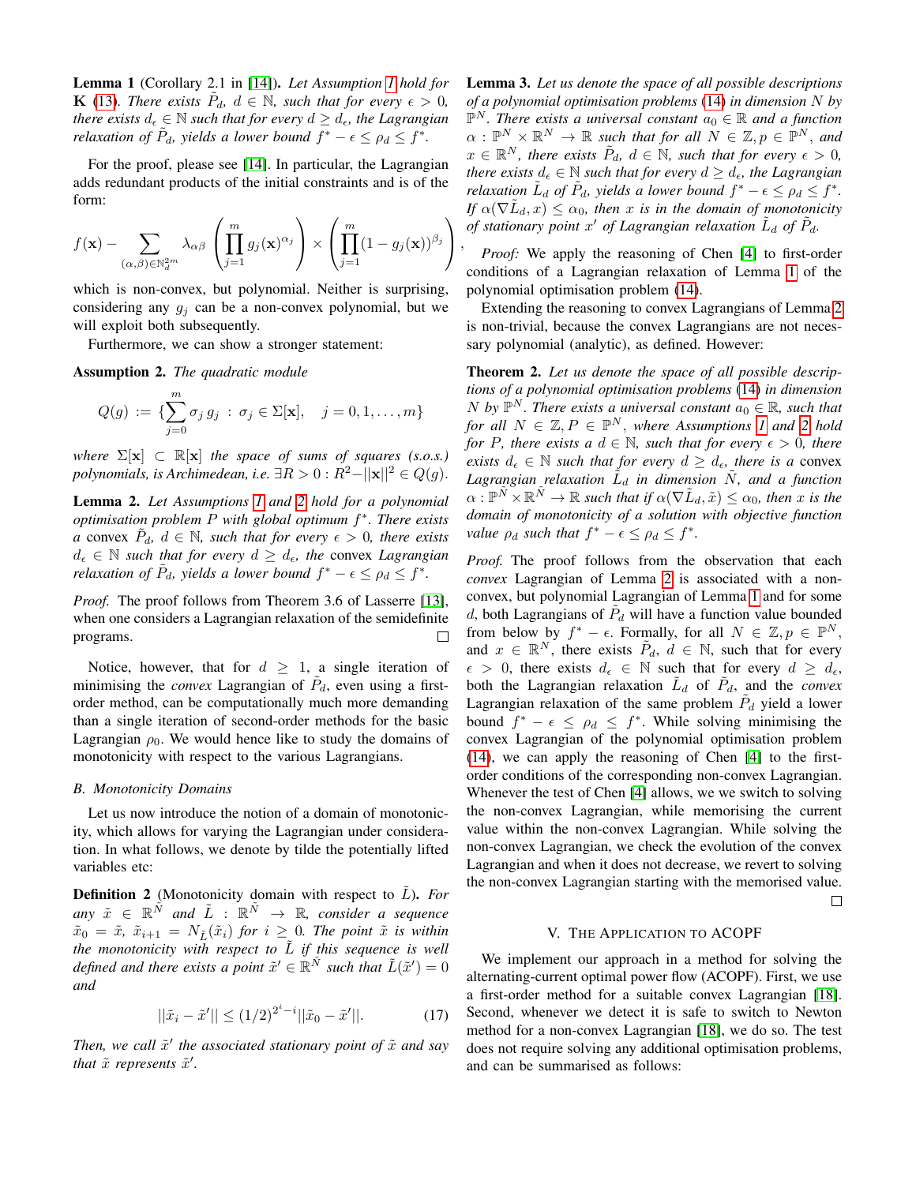**Lemma 1** (Corollary 2.1 in [14]). *Let Assumption 1 hold for* $\mathbf{K}$ (13). *There exists* $\tilde{P}_d$, $d \in \mathbb{N}$, *such that for every* $\epsilon > 0$, *there exists* $d_\epsilon \in \mathbb{N}$ *such that for every* $d \geq d_\epsilon$, *the Lagrangian relaxation of* $\tilde{P}_d$, *yields a lower bound* $f^* - \epsilon \leq \rho_d \leq f^*$.

For the proof, please see [14]. In particular, the Lagrangian adds redundant products of the initial constraints and is of the form:

$$f(\mathbf{x}) - \sum_{(\alpha,\beta)\in\mathbb{N}_d^{2m}} \lambda_{\alpha\beta} \left(\prod_{j=1}^{m} g_j(\mathbf{x})^{\alpha_j}\right) \times \left(\prod_{j=1}^{m} (1 - g_j(\mathbf{x}))^{\beta_j}\right),$$

which is non-convex, but polynomial. Neither is surprising, considering any $g_j$ can be a non-convex polynomial, but we will exploit both subsequently.

Furthermore, we can show a stronger statement:

**Assumption 2.** *The quadratic module*

$$Q(g) := \{\sum_{j=0}^{m} \sigma_j \, g_j \; : \; \sigma_j \in \Sigma[\mathbf{x}], \quad j = 0, 1, \ldots, m\}$$

*where* $\Sigma[\mathbf{x}] \subset \mathbb{R}[\mathbf{x}]$ *the space of sums of squares (s.o.s.) polynomials, is Archimedean, i.e.* $\exists R > 0 : R^2 - ||\mathbf{x}||^2 \in Q(g)$.

**Lemma 2.** *Let Assumptions 1 and 2 hold for a polynomial optimisation problem* $P$ *with global optimum* $f^*$. *There exists a* convex $\tilde{P}_d$, $d \in \mathbb{N}$, *such that for every* $\epsilon > 0$, *there exists* $d_\epsilon \in \mathbb{N}$ *such that for every* $d \geq d_\epsilon$, *the* convex *Lagrangian relaxation of* $\tilde{P}_d$, *yields a lower bound* $f^* - \epsilon \leq \rho_d \leq f^*$.

*Proof.* The proof follows from Theorem 3.6 of Lasserre [13], when one considers a Lagrangian relaxation of the semidefinite programs. □

Notice, however, that for $d \geq 1$, a single iteration of minimising the *convex* Lagrangian of $\tilde{P}_d$, even using a first-order method, can be computationally much more demanding than a single iteration of second-order methods for the basic Lagrangian $\rho_0$. We would hence like to study the domains of monotonicity with respect to the various Lagrangians.

### B. Monotonicity Domains

Let us now introduce the notion of a domain of monotonicity, which allows for varying the Lagrangian under consideration. In what follows, we denote by tilde the potentially lifted variables etc:

**Definition 2** (Monotonicity domain with respect to $\tilde{L}$). *For any* $\tilde{x} \in \mathbb{R}^{\tilde{N}}$ *and* $\tilde{L} : \mathbb{R}^{\tilde{N}} \to \mathbb{R}$, *consider a sequence* $\tilde{x}_0 = \tilde{x}$, $\tilde{x}_{i+1} = N_{\tilde{L}}(\tilde{x}_i)$ *for* $i \geq 0$. *The point* $\tilde{x}$ *is within the monotonicity with respect to* $\tilde{L}$ *if this sequence is well defined and there exists a point* $\tilde{x}' \in \mathbb{R}^{\tilde{N}}$ *such that* $\tilde{L}(\tilde{x}') = 0$ *and*

$$||\tilde{x}_i - \tilde{x}'|| \leq (1/2)^{2^i - i} ||\tilde{x}_0 - \tilde{x}'||. \tag{17}$$

*Then, we call* $\tilde{x}'$ *the associated stationary point of* $\tilde{x}$ *and say that* $\tilde{x}$ *represents* $\tilde{x}'$.

**Lemma 3.** *Let us denote the space of all possible descriptions of a polynomial optimisation problems (14) in dimension* $N$ *by* $\mathbb{P}^N$. *There exists a universal constant* $a_0 \in \mathbb{R}$ *and a function* $\alpha : \mathbb{P}^N \times \mathbb{R}^N \to \mathbb{R}$ *such that for all* $N \in \mathbb{Z}, p \in \mathbb{P}^N$, *and* $x \in \mathbb{R}^N$, *there exists* $\tilde{P}_d$, $d \in \mathbb{N}$, *such that for every* $\epsilon > 0$, *there exists* $d_\epsilon \in \mathbb{N}$ *such that for every* $d \geq d_\epsilon$, *the Lagrangian relaxation* $\tilde{L}_d$ *of* $\tilde{P}_d$, *yields a lower bound* $f^* - \epsilon \leq \rho_d \leq f^*$. *If* $\alpha(\nabla \tilde{L}_d, x) \leq \alpha_0$, *then* $x$ *is in the domain of monotonicity of stationary point* $x'$ *of Lagrangian relaxation* $\tilde{L}_d$ *of* $\tilde{P}_d$.

*Proof:* We apply the reasoning of Chen [4] to first-order conditions of a Lagrangian relaxation of Lemma 1 of the polynomial optimisation problem (14).

Extending the reasoning to convex Lagrangians of Lemma 2 is non-trivial, because the convex Lagrangians are not necessary polynomial (analytic), as defined. However:

**Theorem 2.** *Let us denote the space of all possible descriptions of a polynomial optimisation problems (14) in dimension* $N$ *by* $\mathbb{P}^N$. *There exists a universal constant* $a_0 \in \mathbb{R}$, *such that for all* $N \in \mathbb{Z}, P \in \mathbb{P}^N$, *where Assumptions 1 and 2 hold for* $P$, *there exists a* $d \in \mathbb{N}$, *such that for every* $\epsilon > 0$, *there exists* $d_\epsilon \in \mathbb{N}$ *such that for every* $d \geq d_\epsilon$, *there is a* convex *Lagrangian relaxation* $\tilde{L}_d$ *in dimension* $\tilde{N}$, *and a function* $\alpha : \mathbb{P}^{\tilde{N}} \times \mathbb{R}^{\tilde{N}} \to \mathbb{R}$ *such that if* $\alpha(\nabla \tilde{L}_d, \tilde{x}) \leq \alpha_0$, *then* $x$ *is the domain of monotonicity of a solution with objective function value* $\rho_d$ *such that* $f^* - \epsilon \leq \rho_d \leq f^*$.

*Proof.* The proof follows from the observation that each *convex* Lagrangian of Lemma 2 is associated with a non-convex, but polynomial Lagrangian of Lemma 1 and for some $d$, both Lagrangians of $\tilde{P}_d$ will have a function value bounded from below by $f^* - \epsilon$. Formally, for all $N \in \mathbb{Z}, p \in \mathbb{P}^N$, and $x \in \mathbb{R}^N$, there exists $\tilde{P}_d$, $d \in \mathbb{N}$, such that for every $\epsilon > 0$, there exists $d_\epsilon \in \mathbb{N}$ such that for every $d \geq d_\epsilon$, both the Lagrangian relaxation $\tilde{L}_d$ of $\tilde{P}_d$, and the *convex* Lagrangian relaxation of the same problem $\tilde{P}_d$ yield a lower bound $f^* - \epsilon \leq \rho_d \leq f^*$. While solving minimising the convex Lagrangian of the polynomial optimisation problem (14), we can apply the reasoning of Chen [4] to the first-order conditions of the corresponding non-convex Lagrangian. Whenever the test of Chen [4] allows, we we switch to solving the non-convex Lagrangian, while memorising the current value within the non-convex Lagrangian. While solving the non-convex Lagrangian, we check the evolution of the convex Lagrangian and when it does not decrease, we revert to solving the non-convex Lagrangian starting with the memorised value. □

## V. The Application to ACOPF

We implement our approach in a method for solving the alternating-current optimal power flow (ACOPF). First, we use a first-order method for a suitable convex Lagrangian [18]. Second, whenever we detect it is safe to switch to Newton method for a non-convex Lagrangian [18], we do so. The test does not require solving any additional optimisation problems, and can be summarised as follows: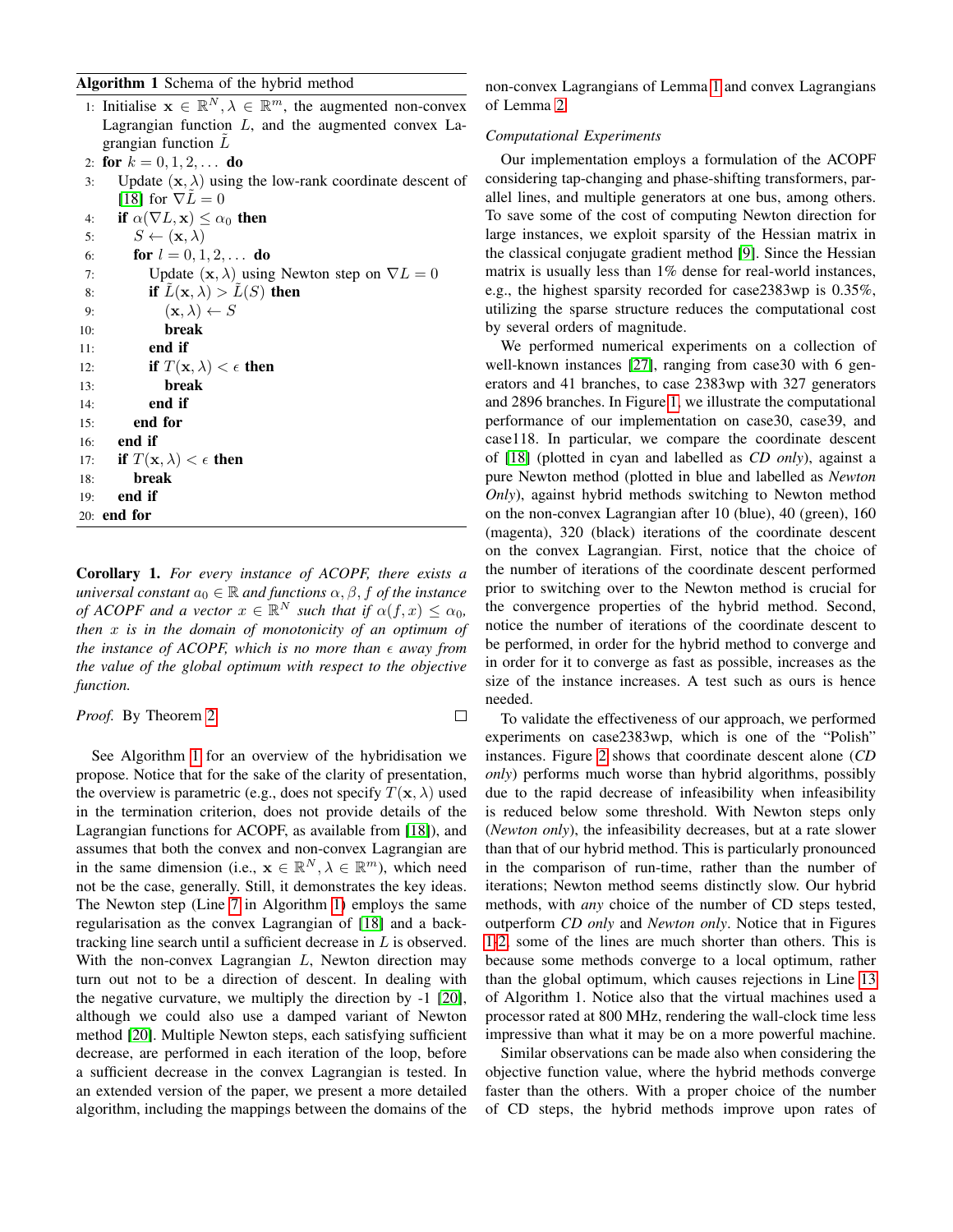**Algorithm 1** Schema of the hybrid method

```
1: Initialise x ∈ R^N, λ ∈ R^m, the augmented non-convex
   Lagrangian function L, and the augmented convex La-
   grangian function L̃
2: for k = 0, 1, 2, ... do
3:   Update (x, λ) using the low-rank coordinate descent of
     [18] for ∇L̃ = 0
4:   if α(∇L, x) ≤ α_0 then
5:     S ← (x, λ)
6:     for l = 0, 1, 2, ... do
7:       Update (x, λ) using Newton step on ∇L = 0
8:       if L̃(x, λ) > L̃(S) then
9:         (x, λ) ← S
10:        break
11:      end if
12:      if T(x, λ) < ε then
13:        break
14:      end if
15:    end for
16:  end if
17:  if T(x, λ) < ε then
18:    break
19:  end if
20: end for
```

**Corollary 1.** *For every instance of ACOPF, there exists a universal constant $a_0 \in \mathbb{R}$ and functions $\alpha, \beta, f$ of the instance of ACOPF and a vector $x \in \mathbb{R}^N$ such that if $\alpha(f, x) \leq \alpha_0$, then $x$ is in the domain of monotonicity of an optimum of the instance of ACOPF, which is no more than $\epsilon$ away from the value of the global optimum with respect to the objective function.*

*Proof.* By Theorem 2 $\square$

See Algorithm 1 for an overview of the hybridisation we propose. Notice that for the sake of the clarity of presentation, the overview is parametric (e.g., does not specify $T(\mathbf{x}, \lambda)$ used in the termination criterion, does not provide details of the Lagrangian functions for ACOPF, as available from [18]), and assumes that both the convex and non-convex Lagrangian are in the same dimension (i.e., $\mathbf{x} \in \mathbb{R}^N, \lambda \in \mathbb{R}^m$), which need not be the case, generally. Still, it demonstrates the key ideas. The Newton step (Line 7 in Algorithm 1) employs the same regularisation as the convex Lagrangian of [18] and a backtracking line search until a sufficient decrease in $L$ is observed. With the non-convex Lagrangian $L$, Newton direction may turn out not to be a direction of descent. In dealing with the negative curvature, we multiply the direction by -1 [20], although we could also use a damped variant of Newton method [20]. Multiple Newton steps, each satisfying sufficient decrease, are performed in each iteration of the loop, before a sufficient decrease in the convex Lagrangian is tested. In an extended version of the paper, we present a more detailed algorithm, including the mappings between the domains of the non-convex Lagrangians of Lemma 1 and convex Lagrangians of Lemma 2.

*Computational Experiments*

Our implementation employs a formulation of the ACOPF considering tap-changing and phase-shifting transformers, parallel lines, and multiple generators at one bus, among others. To save some of the cost of computing Newton direction for large instances, we exploit sparsity of the Hessian matrix in the classical conjugate gradient method [9]. Since the Hessian matrix is usually less than 1% dense for real-world instances, e.g., the highest sparsity recorded for case2383wp is 0.35%, utilizing the sparse structure reduces the computational cost by several orders of magnitude.

We performed numerical experiments on a collection of well-known instances [27], ranging from case30 with 6 generators and 41 branches, to case 2383wp with 327 generators and 2896 branches. In Figure 1, we illustrate the computational performance of our implementation on case30, case39, and case118. In particular, we compare the coordinate descent of [18] (plotted in cyan and labelled as *CD only*), against a pure Newton method (plotted in blue and labelled as *Newton Only*), against hybrid methods switching to Newton method on the non-convex Lagrangian after 10 (blue), 40 (green), 160 (magenta), 320 (black) iterations of the coordinate descent on the convex Lagrangian. First, notice that the choice of the number of iterations of the coordinate descent performed prior to switching over to the Newton method is crucial for the convergence properties of the hybrid method. Second, notice the number of iterations of the coordinate descent to be performed, in order for the hybrid method to converge and in order for it to converge as fast as possible, increases as the size of the instance increases. A test such as ours is hence needed.

To validate the effectiveness of our approach, we performed experiments on case2383wp, which is one of the "Polish" instances. Figure 2 shows that coordinate descent alone (*CD only*) performs much worse than hybrid algorithms, possibly due to the rapid decrease of infeasibility when infeasibility is reduced below some threshold. With Newton steps only (*Newton only*), the infeasibility decreases, but at a rate slower than that of our hybrid method. This is particularly pronounced in the comparison of run-time, rather than the number of iterations; Newton method seems distinctly slow. Our hybrid methods, with *any* choice of the number of CD steps tested, outperform *CD only* and *Newton only*. Notice that in Figures 1-2, some of the lines are much shorter than others. This is because some methods converge to a local optimum, rather than the global optimum, which causes rejections in Line 13 of Algorithm 1. Notice also that the virtual machines used a processor rated at 800 MHz, rendering the wall-clock time less impressive than what it may be on a more powerful machine.

Similar observations can be made also when considering the objective function value, where the hybrid methods converge faster than the others. With a proper choice of the number of CD steps, the hybrid methods improve upon rates of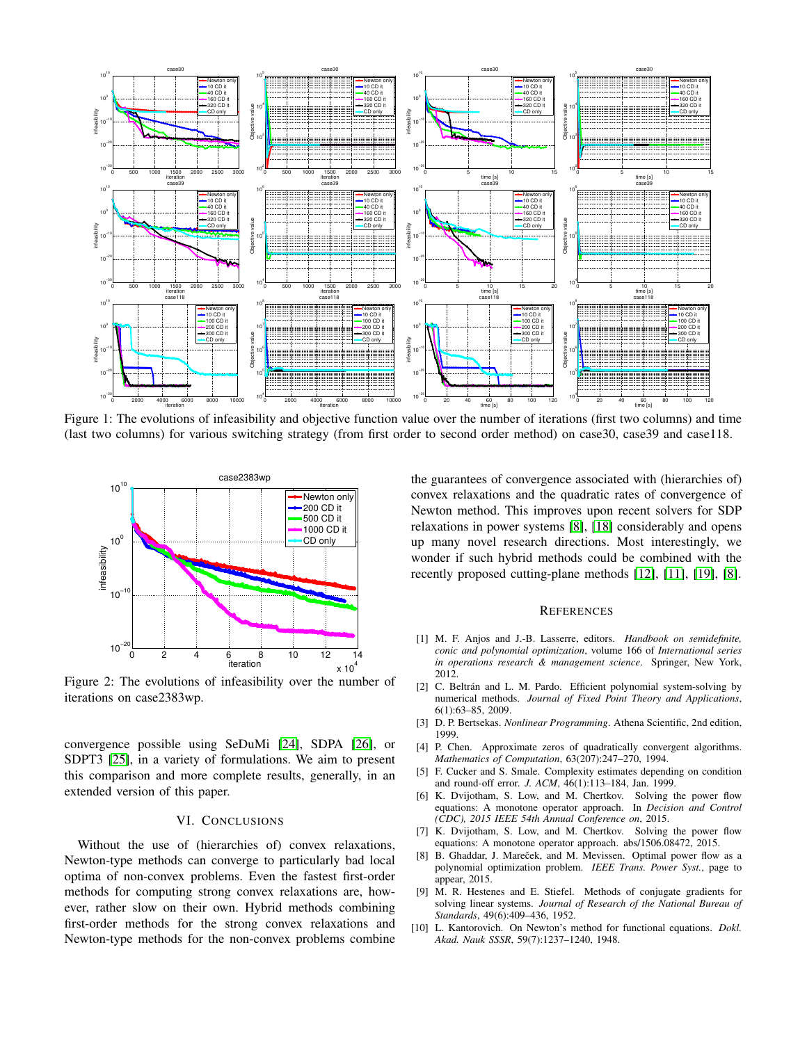Figure 1: The evolutions of infeasibility and objective function value over the number of iterations (first two columns) and time (last two columns) for various switching strategy (from first order to second order method) on case30, case39 and case118.

Figure 2: The evolutions of infeasibility over the number of iterations on case2383wp.

convergence possible using SeDuMi [24], SDPA [26], or SDPT3 [25], in a variety of formulations. We aim to present this comparison and more complete results, generally, in an extended version of this paper.

## VI. Conclusions

Without the use of (hierarchies of) convex relaxations, Newton-type methods can converge to particularly bad local optima of non-convex problems. Even the fastest first-order methods for computing strong convex relaxations are, however, rather slow on their own. Hybrid methods combining first-order methods for the strong convex relaxations and Newton-type methods for the non-convex problems combine the guarantees of convergence associated with (hierarchies of) convex relaxations and the quadratic rates of convergence of Newton method. This improves upon recent solvers for SDP relaxations in power systems [8], [18] considerably and opens up many novel research directions. Most interestingly, we wonder if such hybrid methods could be combined with the recently proposed cutting-plane methods [12], [11], [19], [8].

## References

[1] M. F. Anjos and J.-B. Lasserre, editors. *Handbook on semidefinite, conic and polynomial optimization*, volume 166 of *International series in operations research & management science*. Springer, New York, 2012.

[2] C. Beltrán and L. M. Pardo. Efficient polynomial system-solving by numerical methods. *Journal of Fixed Point Theory and Applications*, 6(1):63–85, 2009.

[3] D. P. Bertsekas. *Nonlinear Programming*. Athena Scientific, 2nd edition, 1999.

[4] P. Chen. Approximate zeros of quadratically convergent algorithms. *Mathematics of Computation*, 63(207):247–270, 1994.

[5] F. Cucker and S. Smale. Complexity estimates depending on condition and round-off error. *J. ACM*, 46(1):113–184, Jan. 1999.

[6] K. Dvijotham, S. Low, and M. Chertkov. Solving the power flow equations: A monotone operator approach. In *Decision and Control (CDC), 2015 IEEE 54th Annual Conference on*, 2015.

[7] K. Dvijotham, S. Low, and M. Chertkov. Solving the power flow equations: A monotone operator approach. abs/1506.08472, 2015.

[8] B. Ghaddar, J. Mareček, and M. Mevissen. Optimal power flow as a polynomial optimization problem. *IEEE Trans. Power Syst.*, page to appear, 2015.

[9] M. R. Hestenes and E. Stiefel. Methods of conjugate gradients for solving linear systems. *Journal of Research of the National Bureau of Standards*, 49(6):409–436, 1952.

[10] L. Kantorovich. On Newton's method for functional equations. *Dokl. Akad. Nauk SSSR*, 59(7):1237–1240, 1948.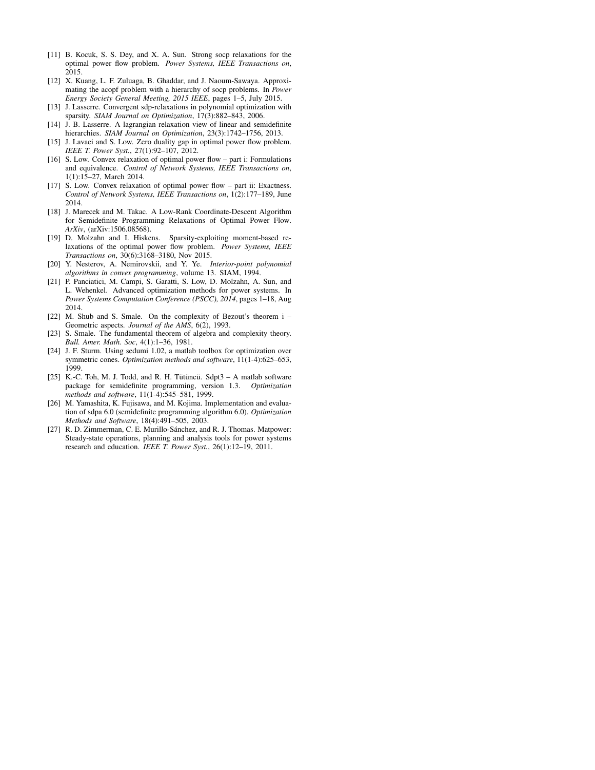[11] B. Kocuk, S. S. Dey, and X. A. Sun. Strong socp relaxations for the optimal power flow problem. *Power Systems, IEEE Transactions on*, 2015.

[12] X. Kuang, L. F. Zuluaga, B. Ghaddar, and J. Naoum-Sawaya. Approximating the acopf problem with a hierarchy of socp problems. In *Power Energy Society General Meeting, 2015 IEEE*, pages 1–5, July 2015.

[13] J. Lasserre. Convergent sdp-relaxations in polynomial optimization with sparsity. *SIAM Journal on Optimization*, 17(3):882–843, 2006.

[14] J. B. Lasserre. A lagrangian relaxation view of linear and semidefinite hierarchies. *SIAM Journal on Optimization*, 23(3):1742–1756, 2013.

[15] J. Lavaei and S. Low. Zero duality gap in optimal power flow problem. *IEEE T. Power Syst.*, 27(1):92–107, 2012.

[16] S. Low. Convex relaxation of optimal power flow – part i: Formulations and equivalence. *Control of Network Systems, IEEE Transactions on*, 1(1):15–27, March 2014.

[17] S. Low. Convex relaxation of optimal power flow – part ii: Exactness. *Control of Network Systems, IEEE Transactions on*, 1(2):177–189, June 2014.

[18] J. Marecek and M. Takac. A Low-Rank Coordinate-Descent Algorithm for Semidefinite Programming Relaxations of Optimal Power Flow. *ArXiv*, (arXiv:1506.08568).

[19] D. Molzahn and I. Hiskens. Sparsity-exploiting moment-based relaxations of the optimal power flow problem. *Power Systems, IEEE Transactions on*, 30(6):3168–3180, Nov 2015.

[20] Y. Nesterov, A. Nemirovskii, and Y. Ye. *Interior-point polynomial algorithms in convex programming*, volume 13. SIAM, 1994.

[21] P. Panciatici, M. Campi, S. Garatti, S. Low, D. Molzahn, A. Sun, and L. Wehenkel. Advanced optimization methods for power systems. In *Power Systems Computation Conference (PSCC), 2014*, pages 1–18, Aug 2014.

[22] M. Shub and S. Smale. On the complexity of Bezout's theorem i – Geometric aspects. *Journal of the AMS*, 6(2), 1993.

[23] S. Smale. The fundamental theorem of algebra and complexity theory. *Bull. Amer. Math. Soc*, 4(1):1–36, 1981.

[24] J. F. Sturm. Using sedumi 1.02, a matlab toolbox for optimization over symmetric cones. *Optimization methods and software*, 11(1-4):625–653, 1999.

[25] K.-C. Toh, M. J. Todd, and R. H. Tütüncü. Sdpt3 – A matlab software package for semidefinite programming, version 1.3. *Optimization methods and software*, 11(1-4):545–581, 1999.

[26] M. Yamashita, K. Fujisawa, and M. Kojima. Implementation and evaluation of sdpa 6.0 (semidefinite programming algorithm 6.0). *Optimization Methods and Software*, 18(4):491–505, 2003.

[27] R. D. Zimmerman, C. E. Murillo-Sánchez, and R. J. Thomas. Matpower: Steady-state operations, planning and analysis tools for power systems research and education. *IEEE T. Power Syst.*, 26(1):12–19, 2011.